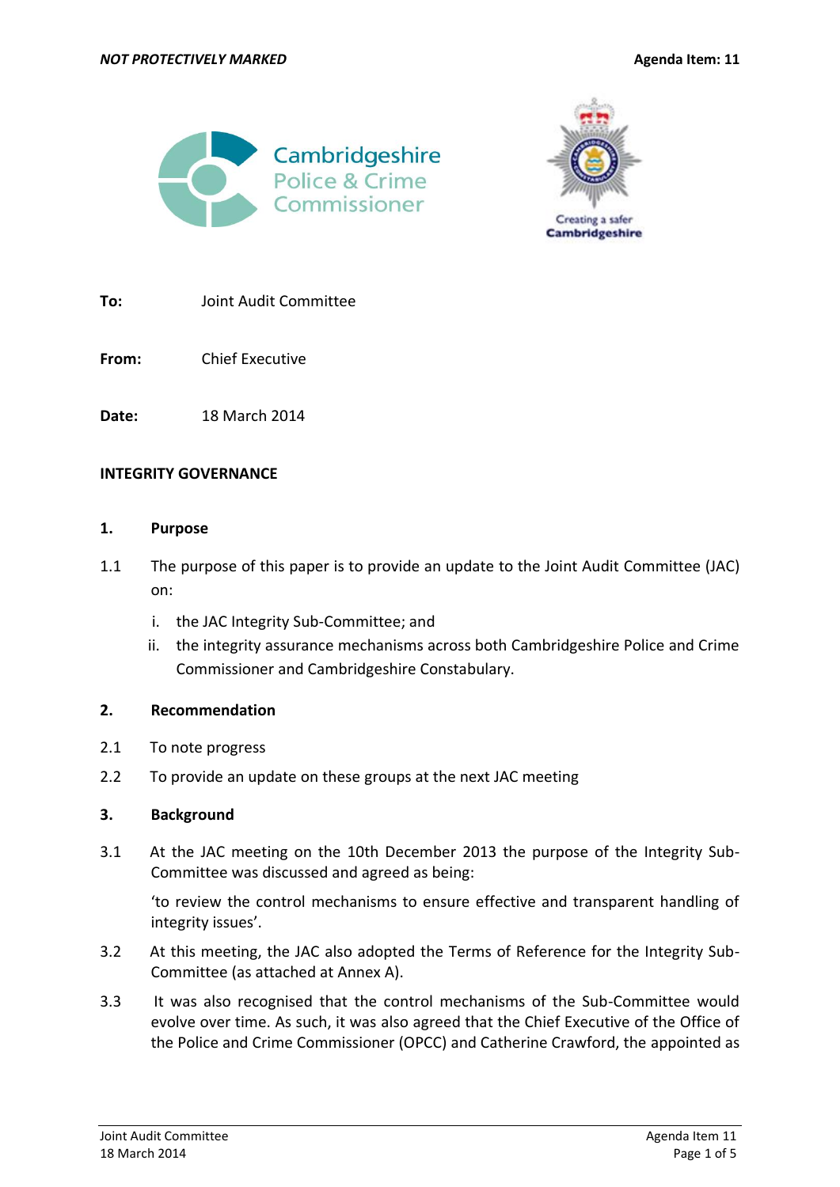**NOT PROTECTIVELY MARKED** **Agenda Item: 11**

Cambridgeshire Police & Crime Commissioner

Creating a safer Cambridgeshire

**To:** Joint Audit Committee

**From:** Chief Executive

**Date:** 18 March 2014

**INTEGRITY GOVERNANCE**

## 1. Purpose

1.1 The purpose of this paper is to provide an update to the Joint Audit Committee (JAC) on:

i. the JAC Integrity Sub-Committee; and
ii. the integrity assurance mechanisms across both Cambridgeshire Police and Crime Commissioner and Cambridgeshire Constabulary.

## 2. Recommendation

2.1 To note progress

2.2 To provide an update on these groups at the next JAC meeting

## 3. Background

3.1 At the JAC meeting on the 10th December 2013 the purpose of the Integrity Sub-Committee was discussed and agreed as being:

'to review the control mechanisms to ensure effective and transparent handling of integrity issues'.

3.2 At this meeting, the JAC also adopted the Terms of Reference for the Integrity Sub-Committee (as attached at Annex A).

3.3 It was also recognised that the control mechanisms of the Sub-Committee would evolve over time. As such, it was also agreed that the Chief Executive of the Office of the Police and Crime Commissioner (OPCC) and Catherine Crawford, the appointed as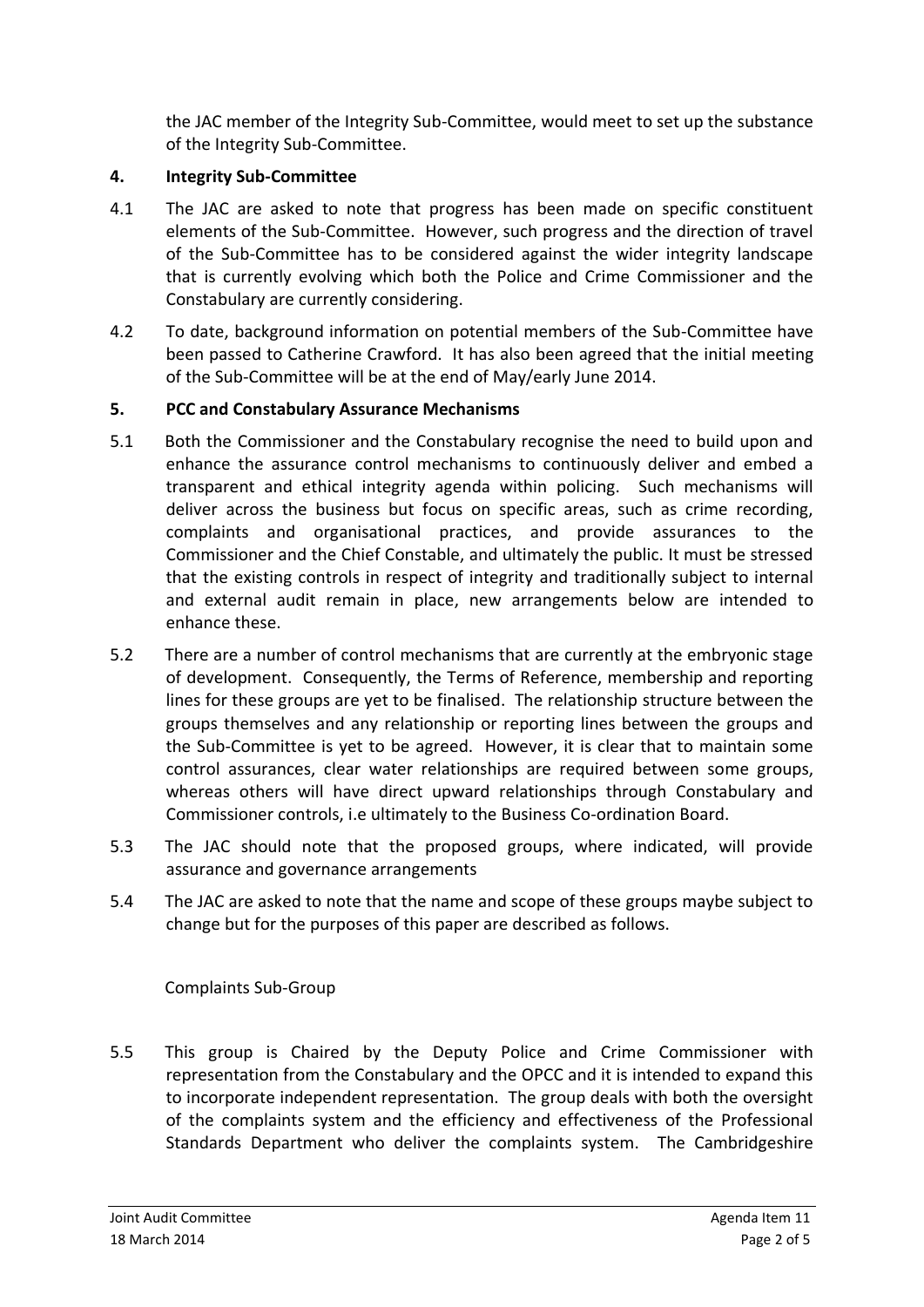the JAC member of the Integrity Sub-Committee, would meet to set up the substance of the Integrity Sub-Committee.

## 4. Integrity Sub-Committee

4.1 The JAC are asked to note that progress has been made on specific constituent elements of the Sub-Committee. However, such progress and the direction of travel of the Sub-Committee has to be considered against the wider integrity landscape that is currently evolving which both the Police and Crime Commissioner and the Constabulary are currently considering.

4.2 To date, background information on potential members of the Sub-Committee have been passed to Catherine Crawford. It has also been agreed that the initial meeting of the Sub-Committee will be at the end of May/early June 2014.

## 5. PCC and Constabulary Assurance Mechanisms

5.1 Both the Commissioner and the Constabulary recognise the need to build upon and enhance the assurance control mechanisms to continuously deliver and embed a transparent and ethical integrity agenda within policing. Such mechanisms will deliver across the business but focus on specific areas, such as crime recording, complaints and organisational practices, and provide assurances to the Commissioner and the Chief Constable, and ultimately the public. It must be stressed that the existing controls in respect of integrity and traditionally subject to internal and external audit remain in place, new arrangements below are intended to enhance these.

5.2 There are a number of control mechanisms that are currently at the embryonic stage of development. Consequently, the Terms of Reference, membership and reporting lines for these groups are yet to be finalised. The relationship structure between the groups themselves and any relationship or reporting lines between the groups and the Sub-Committee is yet to be agreed. However, it is clear that to maintain some control assurances, clear water relationships are required between some groups, whereas others will have direct upward relationships through Constabulary and Commissioner controls, i.e ultimately to the Business Co-ordination Board.

5.3 The JAC should note that the proposed groups, where indicated, will provide assurance and governance arrangements

5.4 The JAC are asked to note that the name and scope of these groups maybe subject to change but for the purposes of this paper are described as follows.

Complaints Sub-Group

5.5 This group is Chaired by the Deputy Police and Crime Commissioner with representation from the Constabulary and the OPCC and it is intended to expand this to incorporate independent representation. The group deals with both the oversight of the complaints system and the efficiency and effectiveness of the Professional Standards Department who deliver the complaints system. The Cambridgeshire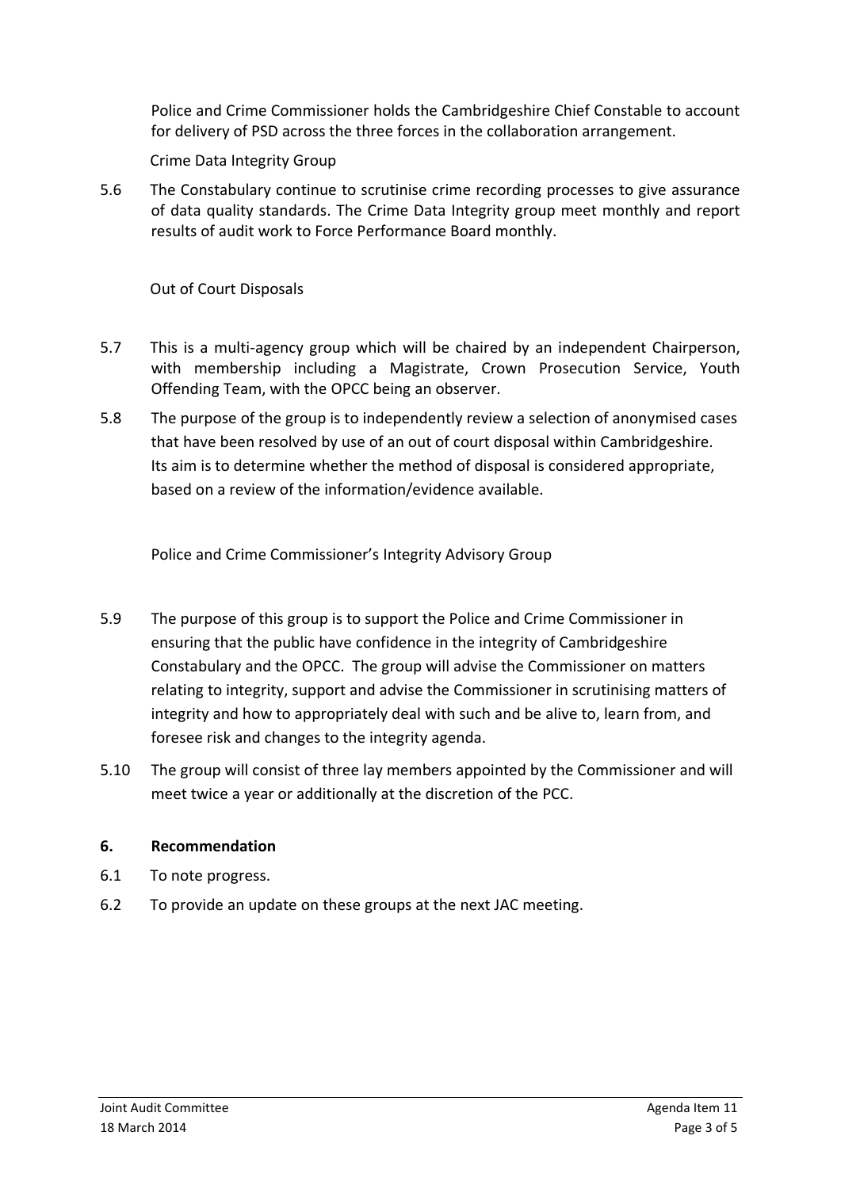Police and Crime Commissioner holds the Cambridgeshire Chief Constable to account for delivery of PSD across the three forces in the collaboration arrangement.

Crime Data Integrity Group

5.6 The Constabulary continue to scrutinise crime recording processes to give assurance of data quality standards. The Crime Data Integrity group meet monthly and report results of audit work to Force Performance Board monthly.

Out of Court Disposals

5.7 This is a multi-agency group which will be chaired by an independent Chairperson, with membership including a Magistrate, Crown Prosecution Service, Youth Offending Team, with the OPCC being an observer.

5.8 The purpose of the group is to independently review a selection of anonymised cases that have been resolved by use of an out of court disposal within Cambridgeshire. Its aim is to determine whether the method of disposal is considered appropriate, based on a review of the information/evidence available.

Police and Crime Commissioner's Integrity Advisory Group

5.9 The purpose of this group is to support the Police and Crime Commissioner in ensuring that the public have confidence in the integrity of Cambridgeshire Constabulary and the OPCC. The group will advise the Commissioner on matters relating to integrity, support and advise the Commissioner in scrutinising matters of integrity and how to appropriately deal with such and be alive to, learn from, and foresee risk and changes to the integrity agenda.

5.10 The group will consist of three lay members appointed by the Commissioner and will meet twice a year or additionally at the discretion of the PCC.

## 6. Recommendation

6.1 To note progress.

6.2 To provide an update on these groups at the next JAC meeting.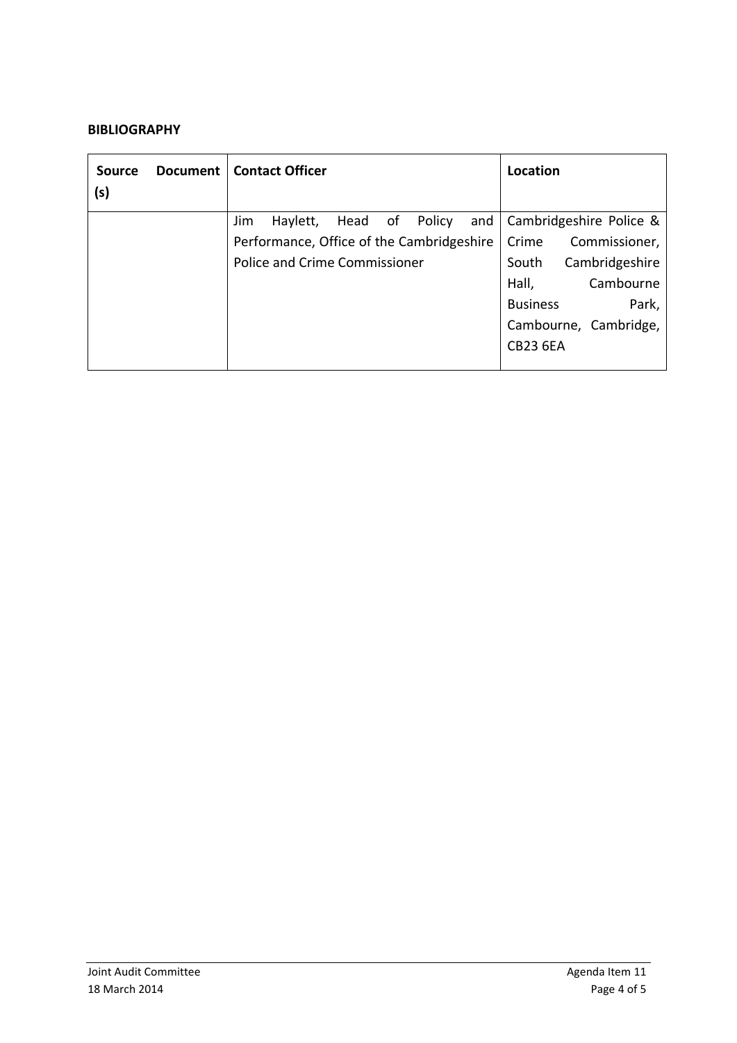**BIBLIOGRAPHY**

| Source Document (s) | Contact Officer | Location |
|---|---|---|
| | Jim Haylett, Head of Policy and Performance, Office of the Cambridgeshire Police and Crime Commissioner | Cambridgeshire Police & Crime Commissioner, South Cambridgeshire Hall, Cambourne Business Park, Cambourne, Cambridge, CB23 6EA |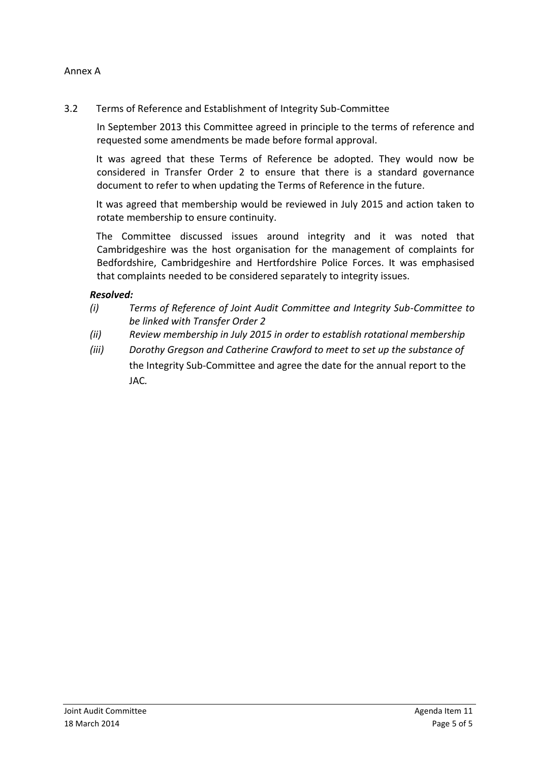Annex A

3.2 Terms of Reference and Establishment of Integrity Sub-Committee

In September 2013 this Committee agreed in principle to the terms of reference and requested some amendments be made before formal approval.

It was agreed that these Terms of Reference be adopted. They would now be considered in Transfer Order 2 to ensure that there is a standard governance document to refer to when updating the Terms of Reference in the future.

It was agreed that membership would be reviewed in July 2015 and action taken to rotate membership to ensure continuity.

The Committee discussed issues around integrity and it was noted that Cambridgeshire was the host organisation for the management of complaints for Bedfordshire, Cambridgeshire and Hertfordshire Police Forces. It was emphasised that complaints needed to be considered separately to integrity issues.

***Resolved:***

*(i) Terms of Reference of Joint Audit Committee and Integrity Sub-Committee to be linked with Transfer Order 2*

*(ii) Review membership in July 2015 in order to establish rotational membership*

*(iii) Dorothy Gregson and Catherine Crawford to meet to set up the substance of* the Integrity Sub-Committee and agree the date for the annual report to the JAC*.*